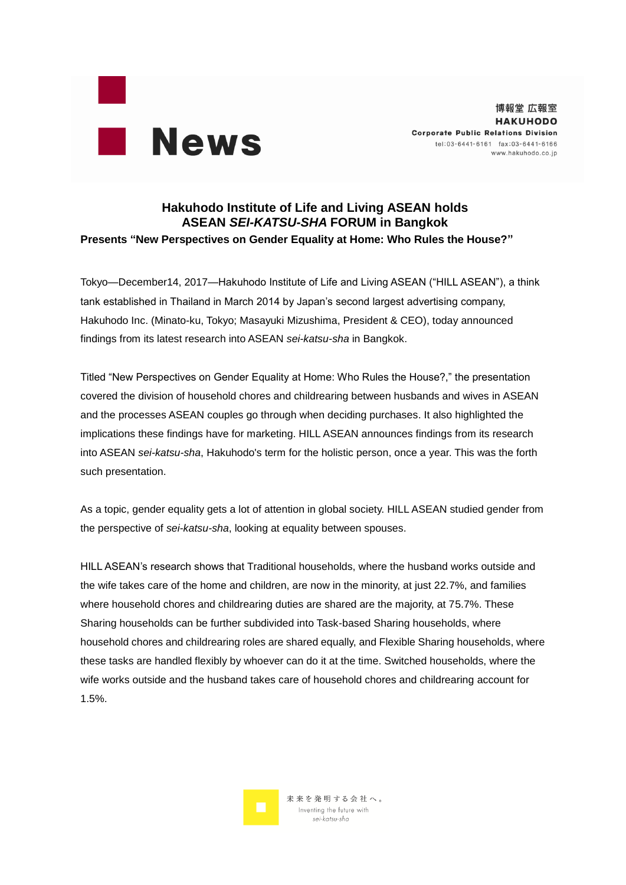News

博報堂 広報室
**HAKUHODO**
**Corporate Public Relations Division**
tel:03-6441-6161 fax:03-6441-6166
www.hakuhodo.co.jp

# Hakuhodo Institute of Life and Living ASEAN holds ASEAN *SEI-KATSU-SHA* FORUM in Bangkok

**Presents "New Perspectives on Gender Equality at Home: Who Rules the House?"**

Tokyo—December14, 2017—Hakuhodo Institute of Life and Living ASEAN ("HILL ASEAN"), a think tank established in Thailand in March 2014 by Japan's second largest advertising company, Hakuhodo Inc. (Minato-ku, Tokyo; Masayuki Mizushima, President & CEO), today announced findings from its latest research into ASEAN *sei-katsu-sha* in Bangkok.

Titled "New Perspectives on Gender Equality at Home: Who Rules the House?," the presentation covered the division of household chores and childrearing between husbands and wives in ASEAN and the processes ASEAN couples go through when deciding purchases. It also highlighted the implications these findings have for marketing. HILL ASEAN announces findings from its research into ASEAN *sei-katsu-sha*, Hakuhodo's term for the holistic person, once a year. This was the forth such presentation.

As a topic, gender equality gets a lot of attention in global society. HILL ASEAN studied gender from the perspective of *sei-katsu-sha*, looking at equality between spouses.

HILL ASEAN's research shows that Traditional households, where the husband works outside and the wife takes care of the home and children, are now in the minority, at just 22.7%, and families where household chores and childrearing duties are shared are the majority, at 75.7%. These Sharing households can be further subdivided into Task-based Sharing households, where household chores and childrearing roles are shared equally, and Flexible Sharing households, where these tasks are handled flexibly by whoever can do it at the time. Switched households, where the wife works outside and the husband takes care of household chores and childrearing account for 1.5%.

未来を発明する会社へ。
Inventing the future with *sei-katsu-sha*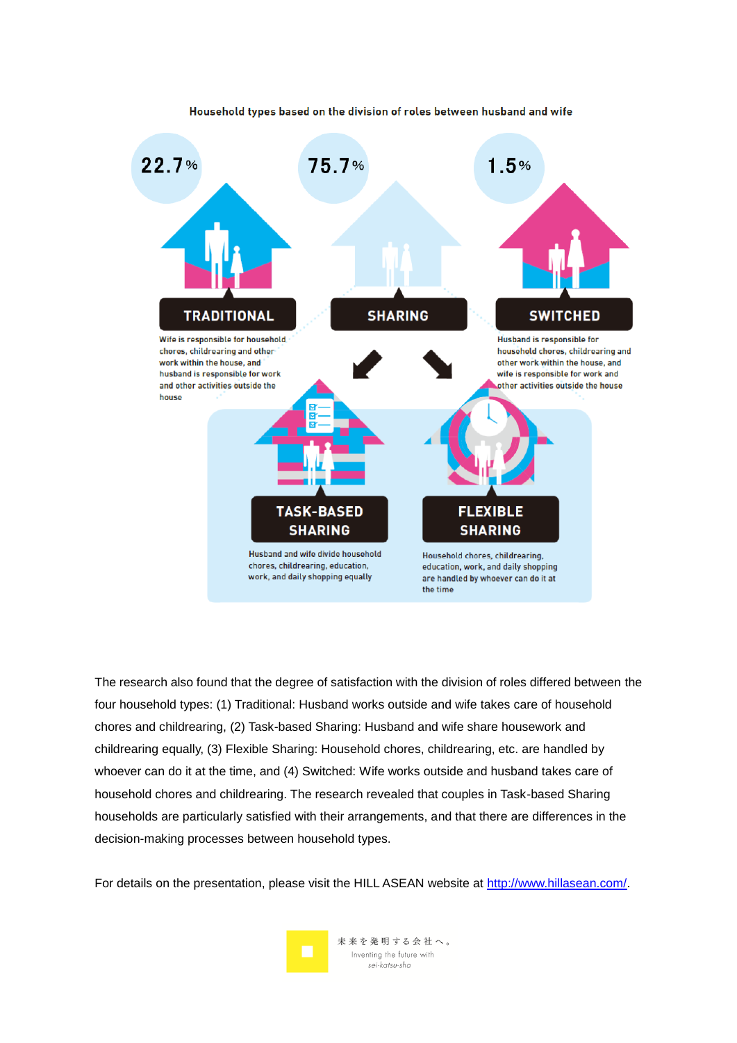Household types based on the division of roles between husband and wife

22.7%

**TRADITIONAL**

Wife is responsible for household chores, childrearing and other work within the house, and husband is responsible for work and other activities outside the house

75.7%

**SHARING**

1.5%

**SWITCHED**

Husband is responsible for household chores, childrearing and other work within the house, and wife is responsible for work and other activities outside the house

**TASK-BASED SHARING**

Husband and wife divide household chores, childrearing, education, work, and daily shopping equally

**FLEXIBLE SHARING**

Household chores, childrearing, education, work, and daily shopping are handled by whoever can do it at the time

The research also found that the degree of satisfaction with the division of roles differed between the four household types: (1) Traditional: Husband works outside and wife takes care of household chores and childrearing, (2) Task-based Sharing: Husband and wife share housework and childrearing equally, (3) Flexible Sharing: Household chores, childrearing, etc. are handled by whoever can do it at the time, and (4) Switched: Wife works outside and husband takes care of household chores and childrearing. The research revealed that couples in Task-based Sharing households are particularly satisfied with their arrangements, and that there are differences in the decision-making processes between household types.

For details on the presentation, please visit the HILL ASEAN website at http://www.hillasean.com/.

未来を発明する会社へ。
Inventing the future with
*sei-katsu-sha*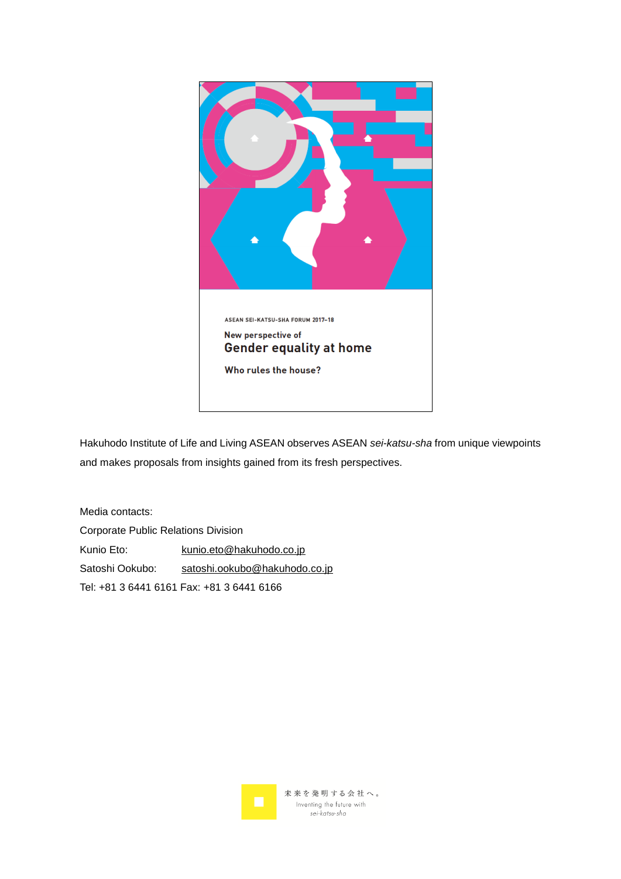ASEAN SEI-KATSU-SHA FORUM 2017–18

New perspective of

**Gender equality at home**

**Who rules the house?**

Hakuhodo Institute of Life and Living ASEAN observes ASEAN *sei-katsu-sha* from unique viewpoints and makes proposals from insights gained from its fresh perspectives.

Media contacts:

Corporate Public Relations Division

Kunio Eto: kunio.eto@hakuhodo.co.jp

Satoshi Ookubo: satoshi.ookubo@hakuhodo.co.jp

Tel: +81 3 6441 6161 Fax: +81 3 6441 6166

未来を発明する会社へ。
Inventing the future with
*sei-katsu-sha*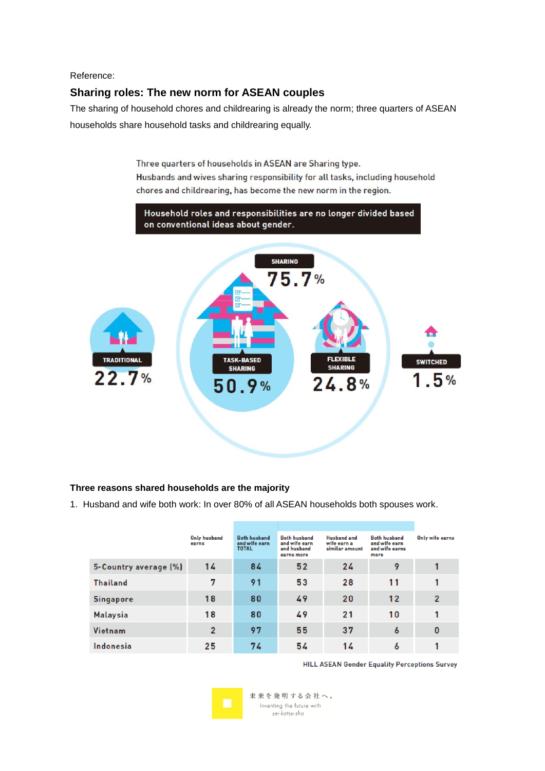Reference:

## Sharing roles: The new norm for ASEAN couples

The sharing of household chores and childrearing is already the norm; three quarters of ASEAN households share household tasks and childrearing equally.

Three quarters of households in ASEAN are Sharing type.
Husbands and wives sharing responsibility for all tasks, including household chores and childrearing, has become the new norm in the region.

**Household roles and responsibilities are no longer divided based on conventional ideas about gender.**

TRADITIONAL 22.7%

SHARING 75.7%

TASK-BASED SHARING 50.9%

FLEXIBLE SHARING 24.8%

SWITCHED 1.5%

**Three reasons shared households are the majority**

1. Husband and wife both work: In over 80% of all ASEAN households both spouses work.

| | Only husband earns | Both husband and wife earn TOTAL | Both husband and wife earn and husband earns more | Husband and wife earn a similar amount | Both husband and wife earns and wife earns more | Only wife earns |
|---|---|---|---|---|---|---|
| 5-Country average (%) | 14 | 84 | 52 | 24 | 9 | 1 |
| Thailand | 7 | 91 | 53 | 28 | 11 | 1 |
| Singapore | 18 | 80 | 49 | 20 | 12 | 2 |
| Malaysia | 18 | 80 | 49 | 21 | 10 | 1 |
| Vietnam | 2 | 97 | 55 | 37 | 6 | 0 |
| Indonesia | 25 | 74 | 54 | 14 | 6 | 1 |

HILL ASEAN Gender Equality Perceptions Survey

未来を発明する会社へ。
Inventing the future with
*sei-katsu-sha*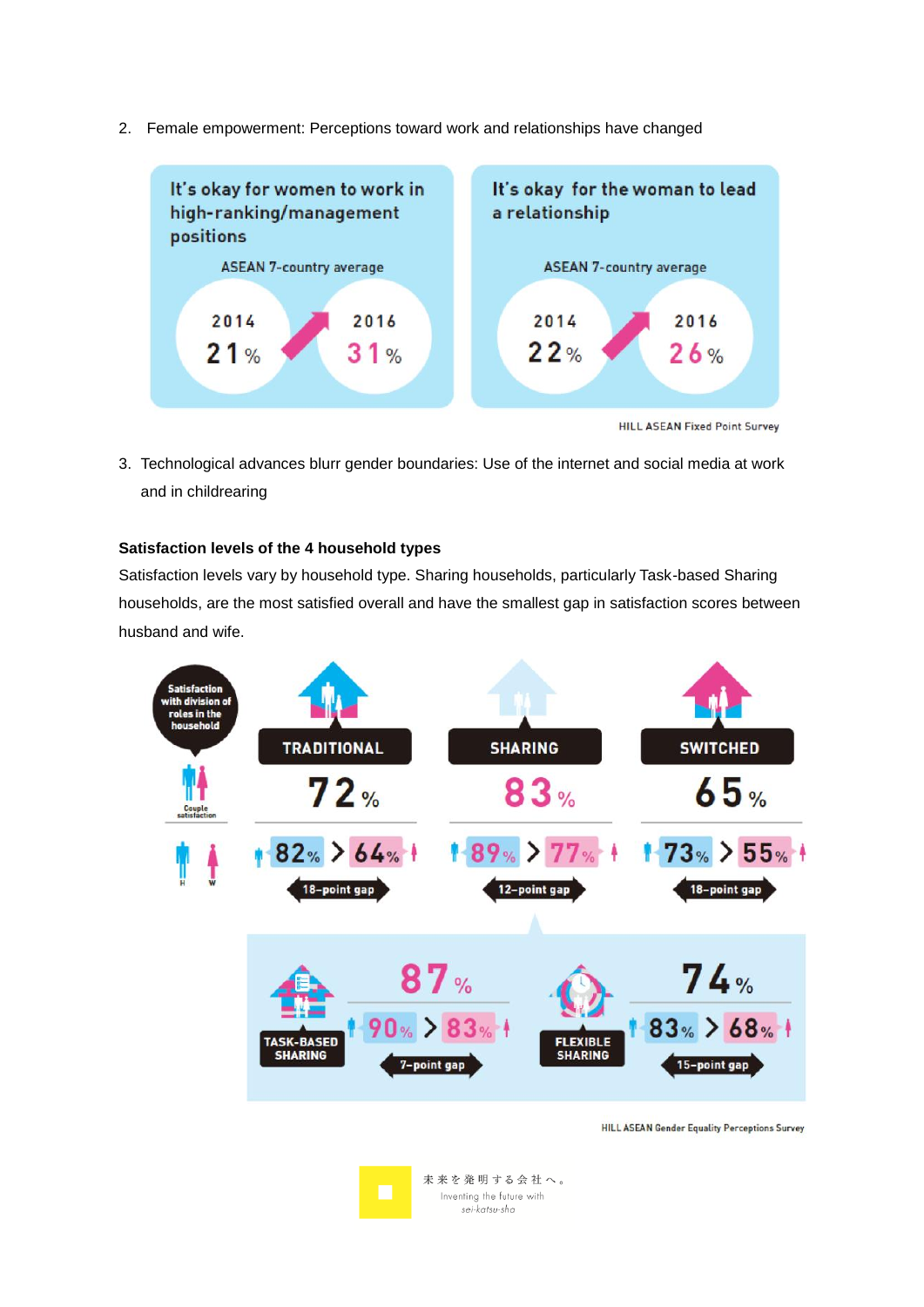2. Female empowerment: Perceptions toward work and relationships have changed

**It's okay for women to work in high-ranking/management positions**

ASEAN 7-country average

| 2014 | 2016 |
| --- | --- |
| 21% | 31% |

**It's okay for the woman to lead a relationship**

ASEAN 7-country average

| 2014 | 2016 |
| --- | --- |
| 22% | 26% |

HILL ASEAN Fixed Point Survey

3. Technological advances blur gender boundaries: Use of the internet and social media at work and in childrearing

**Satisfaction levels of the 4 household types**

Satisfaction levels vary by household type. Sharing households, particularly Task-based Sharing households, are the most satisfied overall and have the smallest gap in satisfaction scores between husband and wife.

Satisfaction with division of roles in the household

| | TRADITIONAL | SHARING | SWITCHED |
| --- | --- | --- | --- |
| Couple satisfaction | 72% | 83% | 65% |
| H > W | 82% > 64% | 89% > 77% | 73% > 55% |
| Gap | 18-point gap | 12-point gap | 18-point gap |

| | TASK-BASED SHARING | FLEXIBLE SHARING |
| --- | --- | --- |
| Couple satisfaction | 87% | 74% |
| H > W | 90% > 83% | 83% > 68% |
| Gap | 7-point gap | 15-point gap |

HILL ASEAN Gender Equality Perceptions Survey

未来を発明する会社へ。
Inventing the future with
*sei-katsu-sha*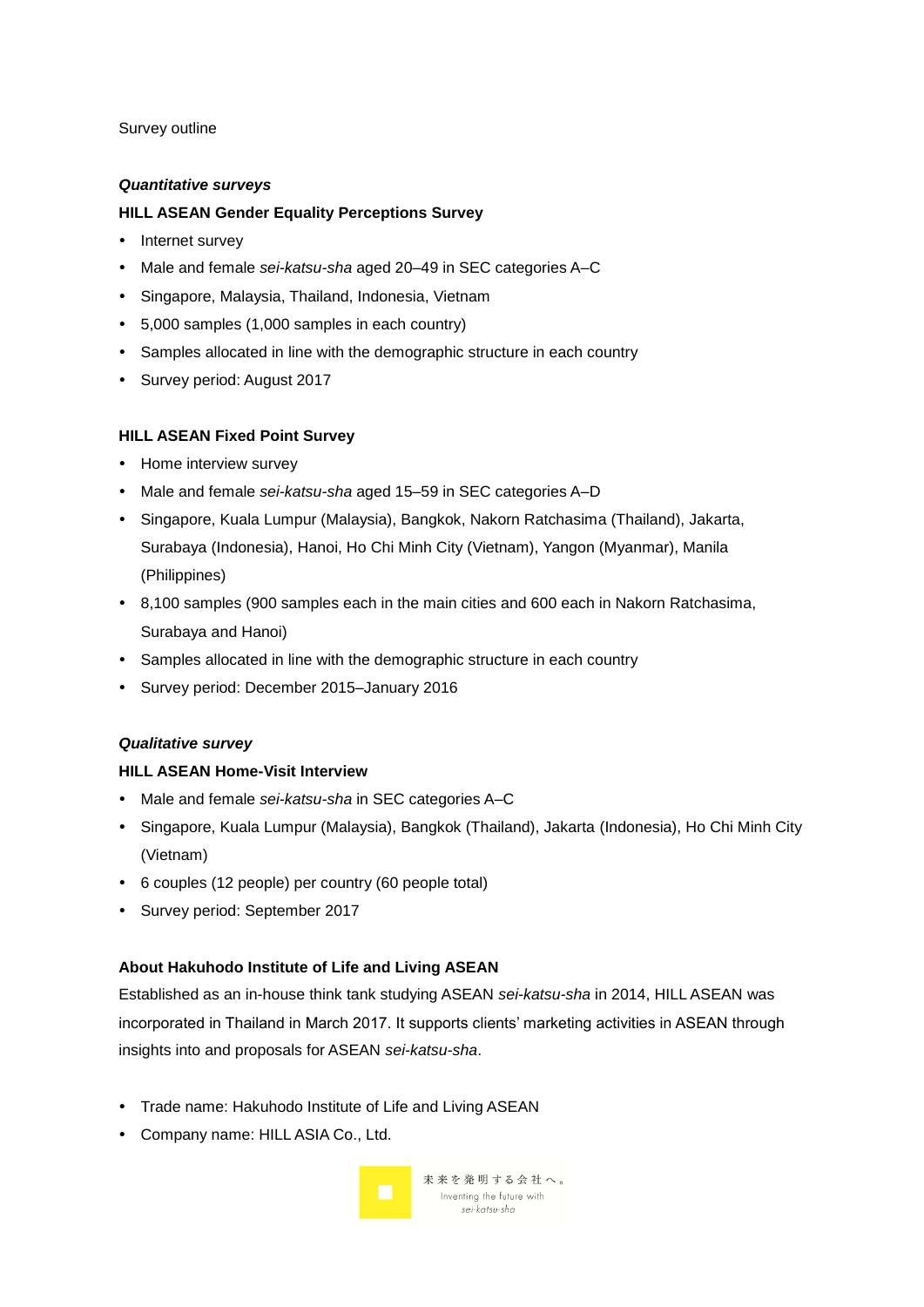Survey outline

***Quantitative surveys***

**HILL ASEAN Gender Equality Perceptions Survey**

- Internet survey
- Male and female *sei-katsu-sha* aged 20–49 in SEC categories A–C
- Singapore, Malaysia, Thailand, Indonesia, Vietnam
- 5,000 samples (1,000 samples in each country)
- Samples allocated in line with the demographic structure in each country
- Survey period: August 2017

**HILL ASEAN Fixed Point Survey**

- Home interview survey
- Male and female *sei-katsu-sha* aged 15–59 in SEC categories A–D
- Singapore, Kuala Lumpur (Malaysia), Bangkok, Nakorn Ratchasima (Thailand), Jakarta, Surabaya (Indonesia), Hanoi, Ho Chi Minh City (Vietnam), Yangon (Myanmar), Manila (Philippines)
- 8,100 samples (900 samples each in the main cities and 600 each in Nakorn Ratchasima, Surabaya and Hanoi)
- Samples allocated in line with the demographic structure in each country
- Survey period: December 2015–January 2016

***Qualitative survey***

**HILL ASEAN Home-Visit Interview**

- Male and female *sei-katsu-sha* in SEC categories A–C
- Singapore, Kuala Lumpur (Malaysia), Bangkok (Thailand), Jakarta (Indonesia), Ho Chi Minh City (Vietnam)
- 6 couples (12 people) per country (60 people total)
- Survey period: September 2017

**About Hakuhodo Institute of Life and Living ASEAN**

Established as an in-house think tank studying ASEAN *sei-katsu-sha* in 2014, HILL ASEAN was incorporated in Thailand in March 2017. It supports clients' marketing activities in ASEAN through insights into and proposals for ASEAN *sei-katsu-sha*.

- Trade name: Hakuhodo Institute of Life and Living ASEAN
- Company name: HILL ASIA Co., Ltd.

未来を発明する会社へ。
Inventing the future with *sei-katsu-sha*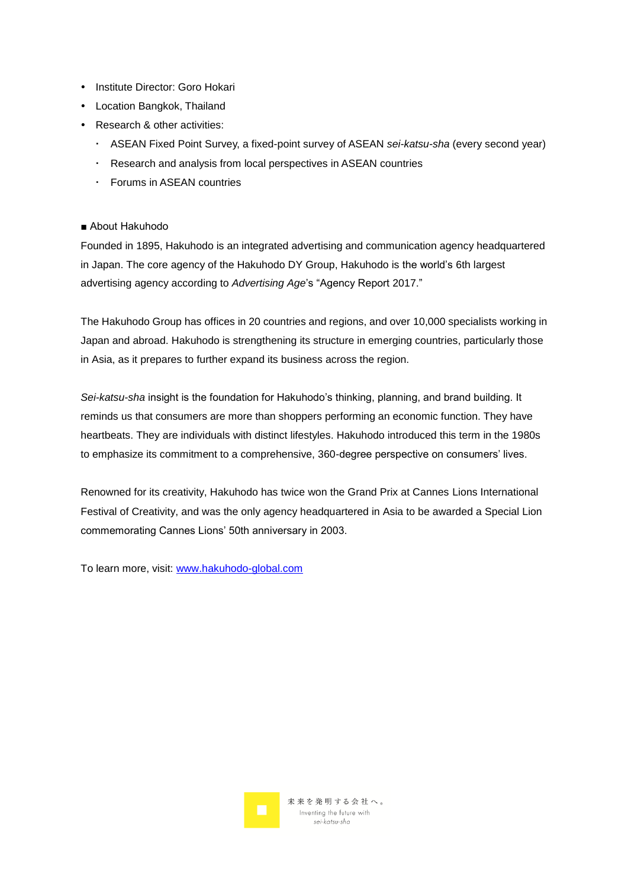- Institute Director: Goro Hokari
- Location Bangkok, Thailand
- Research & other activities:
  - ASEAN Fixed Point Survey, a fixed-point survey of ASEAN *sei-katsu-sha* (every second year)
  - Research and analysis from local perspectives in ASEAN countries
  - Forums in ASEAN countries

■ About Hakuhodo

Founded in 1895, Hakuhodo is an integrated advertising and communication agency headquartered in Japan. The core agency of the Hakuhodo DY Group, Hakuhodo is the world's 6th largest advertising agency according to *Advertising Age*'s "Agency Report 2017."

The Hakuhodo Group has offices in 20 countries and regions, and over 10,000 specialists working in Japan and abroad. Hakuhodo is strengthening its structure in emerging countries, particularly those in Asia, as it prepares to further expand its business across the region.

*Sei-katsu-sha* insight is the foundation for Hakuhodo's thinking, planning, and brand building. It reminds us that consumers are more than shoppers performing an economic function. They have heartbeats. They are individuals with distinct lifestyles. Hakuhodo introduced this term in the 1980s to emphasize its commitment to a comprehensive, 360-degree perspective on consumers' lives.

Renowned for its creativity, Hakuhodo has twice won the Grand Prix at Cannes Lions International Festival of Creativity, and was the only agency headquartered in Asia to be awarded a Special Lion commemorating Cannes Lions' 50th anniversary in 2003.

To learn more, visit: [www.hakuhodo-global.com](http://www.hakuhodo-global.com)

未来を発明する会社へ。
Inventing the future with
*sei-katsu-sha*